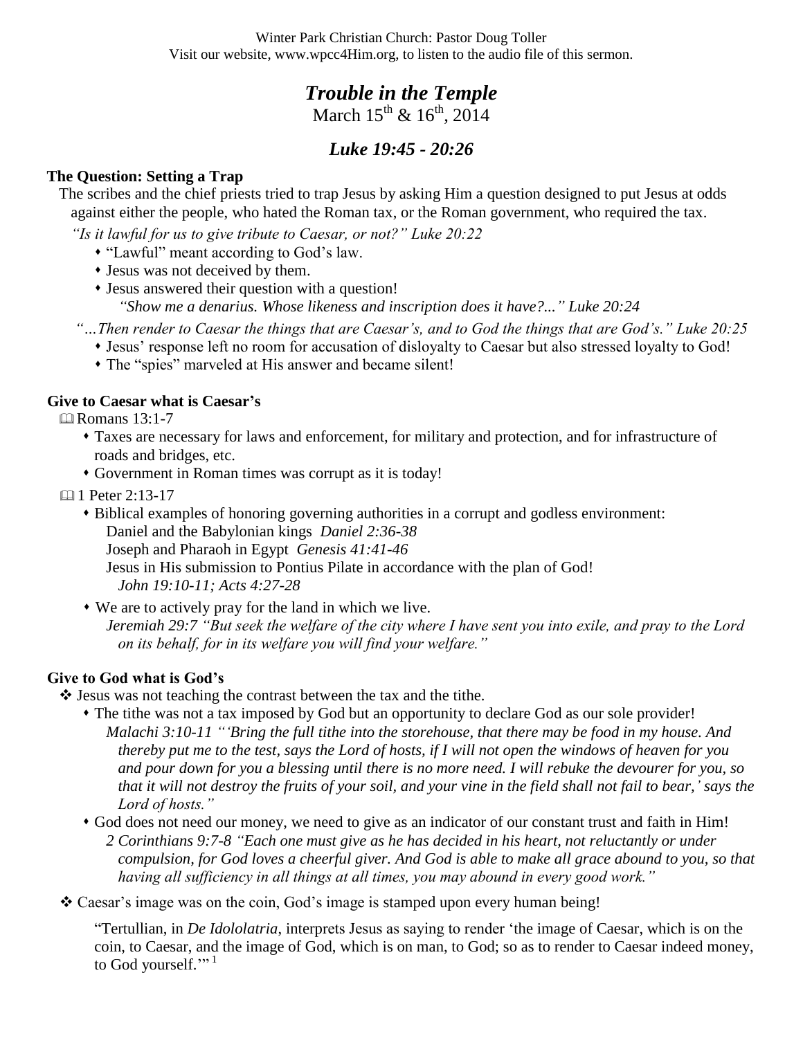Winter Park Christian Church: Pastor Doug Toller

Visit our website, www.wpcc4Him.org, to listen to the audio file of this sermon.

# *Trouble in the Temple*

March 15th & 16th, 2014

## *Luke 19:45 - 20:26*

### The Question: Setting a Trap

The scribes and the chief priests tried to trap Jesus by asking Him a question designed to put Jesus at odds against either the people, who hated the Roman tax, or the Roman government, who required the tax.

*"Is it lawful for us to give tribute to Caesar, or not?" Luke 20:22*

- "Lawful" meant according to God's law.
- Jesus was not deceived by them.
- Jesus answered their question with a question!
  *"Show me a denarius. Whose likeness and inscription does it have?..." Luke 20:24*

*"…Then render to Caesar the things that are Caesar's, and to God the things that are God's." Luke 20:25*

- Jesus' response left no room for accusation of disloyalty to Caesar but also stressed loyalty to God!
- The "spies" marveled at His answer and became silent!

### Give to Caesar what is Caesar's

📖 Romans 13:1-7

- Taxes are necessary for laws and enforcement, for military and protection, and for infrastructure of roads and bridges, etc.
- Government in Roman times was corrupt as it is today!

📖 1 Peter 2:13-17

- Biblical examples of honoring governing authorities in a corrupt and godless environment:
  Daniel and the Babylonian kings *Daniel 2:36-38*
  Joseph and Pharaoh in Egypt *Genesis 41:41-46*
  Jesus in His submission to Pontius Pilate in accordance with the plan of God!
  *John 19:10-11; Acts 4:27-28*
- We are to actively pray for the land in which we live.
  *Jeremiah 29:7 "But seek the welfare of the city where I have sent you into exile, and pray to the Lord on its behalf, for in its welfare you will find your welfare."*

### Give to God what is God's

❖ Jesus was not teaching the contrast between the tax and the tithe.

- The tithe was not a tax imposed by God but an opportunity to declare God as our sole provider!
  *Malachi 3:10-11 "'Bring the full tithe into the storehouse, that there may be food in my house. And thereby put me to the test, says the Lord of hosts, if I will not open the windows of heaven for you and pour down for you a blessing until there is no more need. I will rebuke the devourer for you, so that it will not destroy the fruits of your soil, and your vine in the field shall not fail to bear,' says the Lord of hosts."*
- God does not need our money, we need to give as an indicator of our constant trust and faith in Him!
  *2 Corinthians 9:7-8 "Each one must give as he has decided in his heart, not reluctantly or under compulsion, for God loves a cheerful giver. And God is able to make all grace abound to you, so that having all sufficiency in all things at all times, you may abound in every good work."*

❖ Caesar's image was on the coin, God's image is stamped upon every human being!

"Tertullian, in *De Idololatria*, interprets Jesus as saying to render 'the image of Caesar, which is on the coin, to Caesar, and the image of God, which is on man, to God; so as to render to Caesar indeed money, to God yourself.'" [1]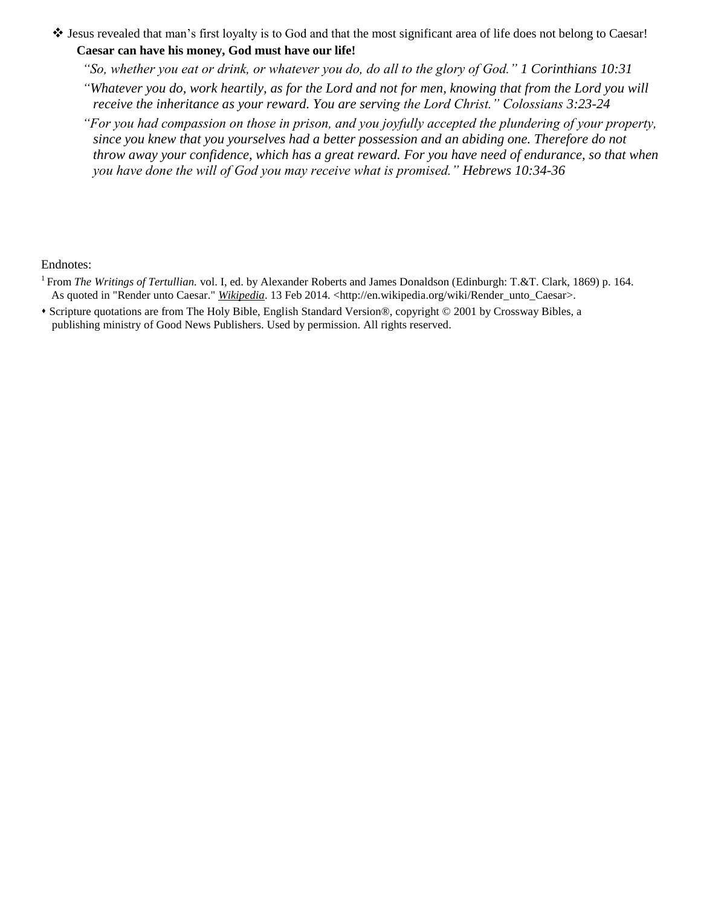- ❖ Jesus revealed that man's first loyalty is to God and that the most significant area of life does not belong to Caesar!

  **Caesar can have his money, God must have our life!**

  *"So, whether you eat or drink, or whatever you do, do all to the glory of God." 1 Corinthians 10:31*

  *"Whatever you do, work heartily, as for the Lord and not for men, knowing that from the Lord you will receive the inheritance as your reward. You are serving the Lord Christ." Colossians 3:23-24*

  *"For you had compassion on those in prison, and you joyfully accepted the plundering of your property, since you knew that you yourselves had a better possession and an abiding one. Therefore do not throw away your confidence, which has a great reward. For you have need of endurance, so that when you have done the will of God you may receive what is promised." Hebrews 10:34-36*

Endnotes:

[1] From *The Writings of Tertullian.* vol. I, ed. by Alexander Roberts and James Donaldson (Edinburgh: T.&T. Clark, 1869) p. 164. As quoted in "Render unto Caesar." *Wikipedia*. 13 Feb 2014. <http://en.wikipedia.org/wiki/Render_unto_Caesar>.

⬩ Scripture quotations are from The Holy Bible, English Standard Version®, copyright © 2001 by Crossway Bibles, a publishing ministry of Good News Publishers. Used by permission. All rights reserved.